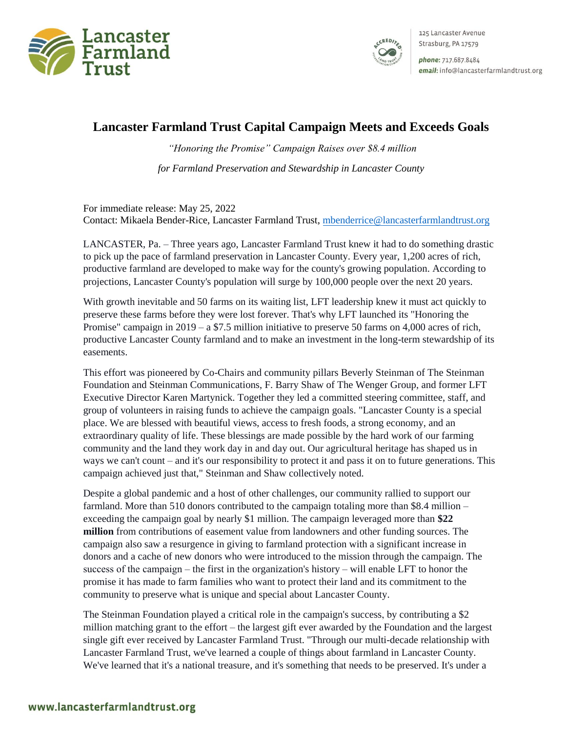Lancaster Farmland Trust

125 Lancaster Avenue
Strasburg, PA 17579
**phone:** 717.687.8484
**email:** info@lancasterfarmlandtrust.org

# Lancaster Farmland Trust Capital Campaign Meets and Exceeds Goals

*"Honoring the Promise" Campaign Raises over $8.4 million*

*for Farmland Preservation and Stewardship in Lancaster County*

For immediate release: May 25, 2022
Contact: Mikaela Bender-Rice, Lancaster Farmland Trust, mbenderrice@lancasterfarmlandtrust.org

LANCASTER, Pa. – Three years ago, Lancaster Farmland Trust knew it had to do something drastic to pick up the pace of farmland preservation in Lancaster County. Every year, 1,200 acres of rich, productive farmland are developed to make way for the county's growing population. According to projections, Lancaster County's population will surge by 100,000 people over the next 20 years.

With growth inevitable and 50 farms on its waiting list, LFT leadership knew it must act quickly to preserve these farms before they were lost forever. That's why LFT launched its "Honoring the Promise" campaign in 2019 – a $7.5 million initiative to preserve 50 farms on 4,000 acres of rich, productive Lancaster County farmland and to make an investment in the long-term stewardship of its easements.

This effort was pioneered by Co-Chairs and community pillars Beverly Steinman of The Steinman Foundation and Steinman Communications, F. Barry Shaw of The Wenger Group, and former LFT Executive Director Karen Martynick. Together they led a committed steering committee, staff, and group of volunteers in raising funds to achieve the campaign goals. "Lancaster County is a special place. We are blessed with beautiful views, access to fresh foods, a strong economy, and an extraordinary quality of life. These blessings are made possible by the hard work of our farming community and the land they work day in and day out. Our agricultural heritage has shaped us in ways we can't count – and it's our responsibility to protect it and pass it on to future generations. This campaign achieved just that," Steinman and Shaw collectively noted.

Despite a global pandemic and a host of other challenges, our community rallied to support our farmland. More than 510 donors contributed to the campaign totaling more than $8.4 million – exceeding the campaign goal by nearly $1 million. The campaign leveraged more than **$22 million** from contributions of easement value from landowners and other funding sources. The campaign also saw a resurgence in giving to farmland protection with a significant increase in donors and a cache of new donors who were introduced to the mission through the campaign. The success of the campaign – the first in the organization's history – will enable LFT to honor the promise it has made to farm families who want to protect their land and its commitment to the community to preserve what is unique and special about Lancaster County.

The Steinman Foundation played a critical role in the campaign's success, by contributing a $2 million matching grant to the effort – the largest gift ever awarded by the Foundation and the largest single gift ever received by Lancaster Farmland Trust. "Through our multi-decade relationship with Lancaster Farmland Trust, we've learned a couple of things about farmland in Lancaster County. We've learned that it's a national treasure, and it's something that needs to be preserved. It's under a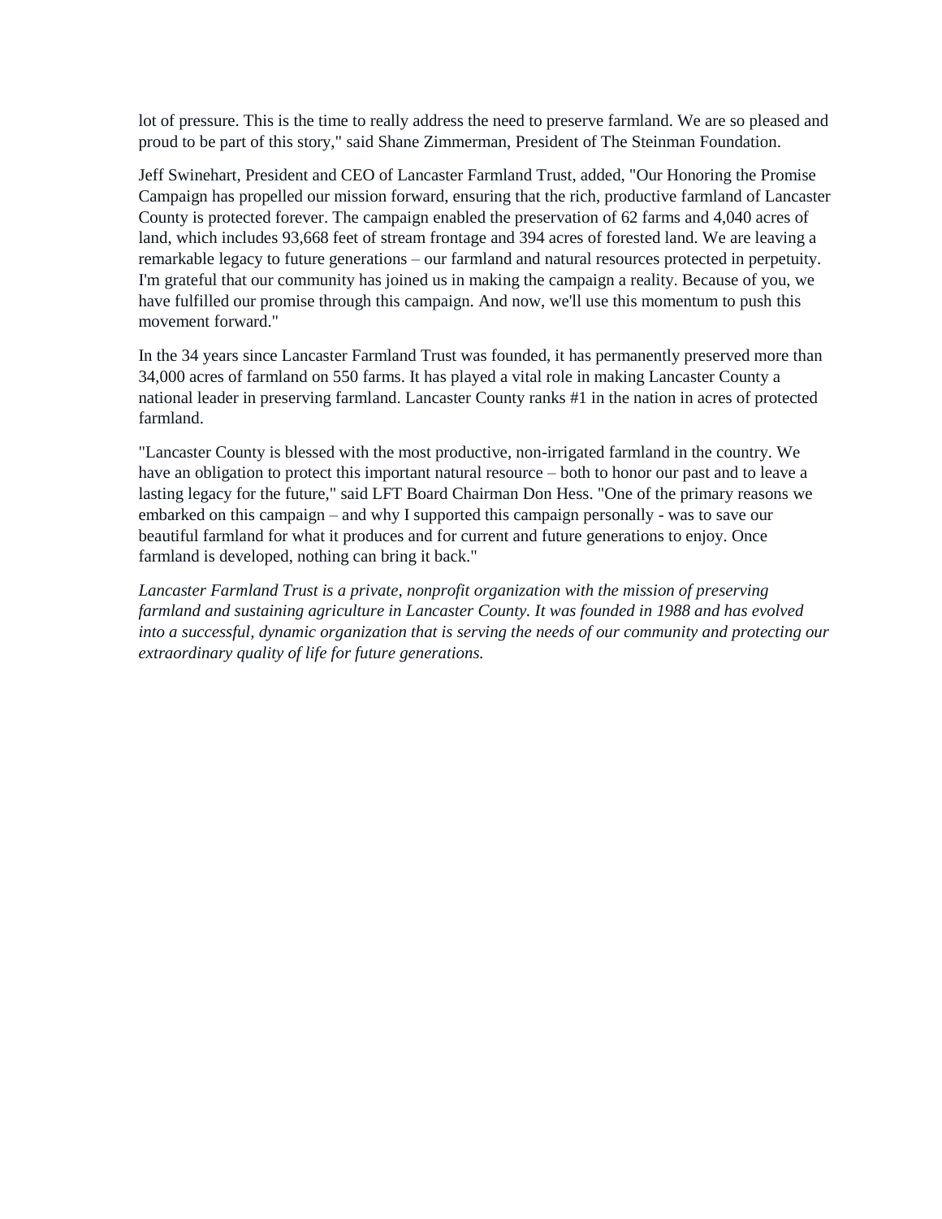lot of pressure. This is the time to really address the need to preserve farmland. We are so pleased and proud to be part of this story," said Shane Zimmerman, President of The Steinman Foundation.

Jeff Swinehart, President and CEO of Lancaster Farmland Trust, added, "Our Honoring the Promise Campaign has propelled our mission forward, ensuring that the rich, productive farmland of Lancaster County is protected forever. The campaign enabled the preservation of 62 farms and 4,040 acres of land, which includes 93,668 feet of stream frontage and 394 acres of forested land. We are leaving a remarkable legacy to future generations – our farmland and natural resources protected in perpetuity. I'm grateful that our community has joined us in making the campaign a reality. Because of you, we have fulfilled our promise through this campaign. And now, we'll use this momentum to push this movement forward."

In the 34 years since Lancaster Farmland Trust was founded, it has permanently preserved more than 34,000 acres of farmland on 550 farms. It has played a vital role in making Lancaster County a national leader in preserving farmland. Lancaster County ranks #1 in the nation in acres of protected farmland.

"Lancaster County is blessed with the most productive, non-irrigated farmland in the country. We have an obligation to protect this important natural resource – both to honor our past and to leave a lasting legacy for the future," said LFT Board Chairman Don Hess. "One of the primary reasons we embarked on this campaign – and why I supported this campaign personally - was to save our beautiful farmland for what it produces and for current and future generations to enjoy. Once farmland is developed, nothing can bring it back."

*Lancaster Farmland Trust is a private, nonprofit organization with the mission of preserving farmland and sustaining agriculture in Lancaster County. It was founded in 1988 and has evolved into a successful, dynamic organization that is serving the needs of our community and protecting our extraordinary quality of life for future generations.*